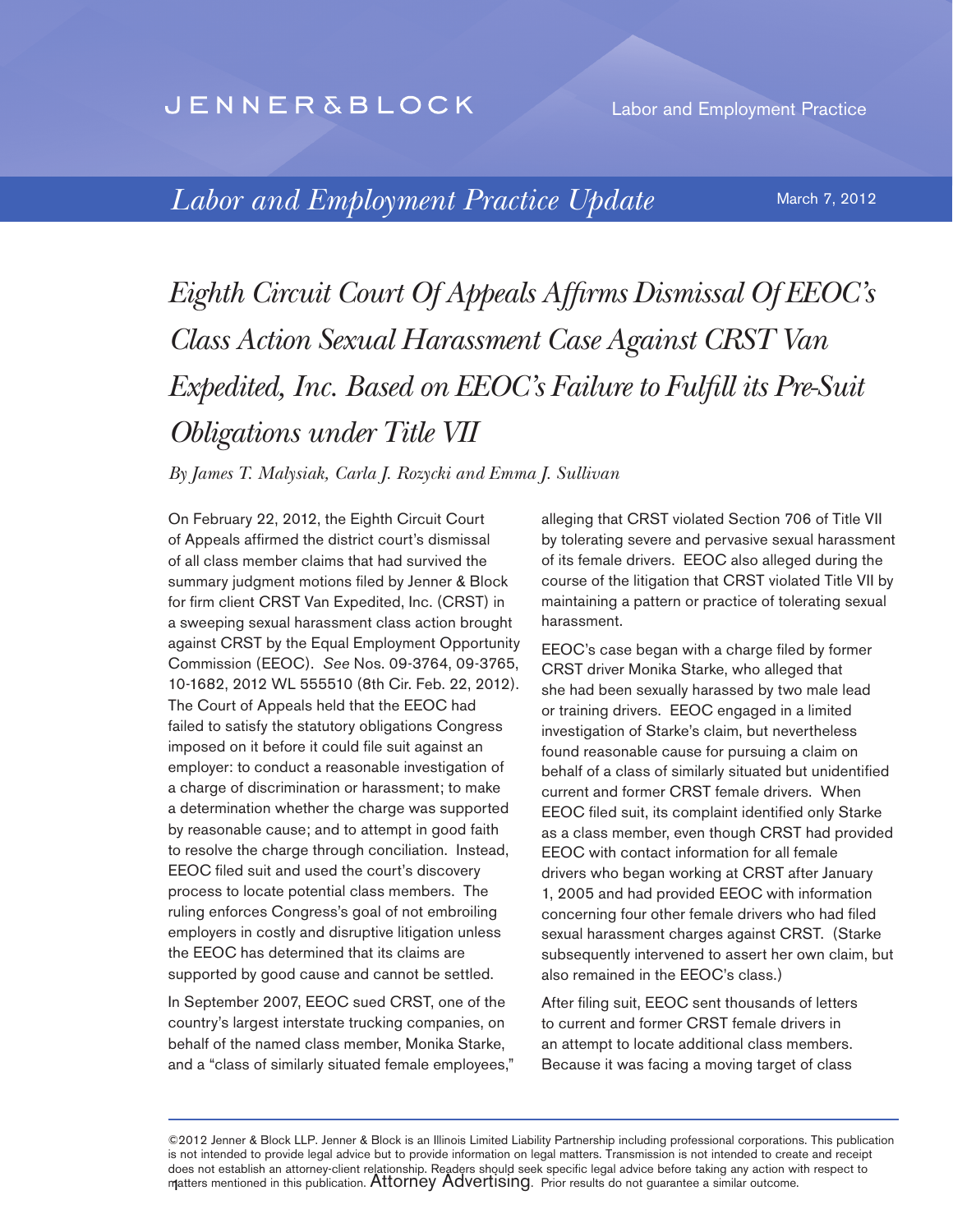JENNER&BLOCK

Labor and Employment Practice

*Labor and Employment Practice Update*

March 7, 2012

# *Eighth Circuit Court Of Appeals Affirms Dismissal Of EEOC's Class Action Sexual Harassment Case Against CRST Van Expedited, Inc. Based on EEOC's Failure to Fulfill its Pre-Suit Obligations under Title VII*

*By James T. Malysiak, Carla J. Rozycki and Emma J. Sullivan*

On February 22, 2012, the Eighth Circuit Court of Appeals affirmed the district court's dismissal of all class member claims that had survived the summary judgment motions filed by Jenner & Block for firm client CRST Van Expedited, Inc. (CRST) in a sweeping sexual harassment class action brought against CRST by the Equal Employment Opportunity Commission (EEOC). *See* Nos. 09-3764, 09-3765, 10-1682, 2012 WL 555510 (8th Cir. Feb. 22, 2012). The Court of Appeals held that the EEOC had failed to satisfy the statutory obligations Congress imposed on it before it could file suit against an employer: to conduct a reasonable investigation of a charge of discrimination or harassment; to make a determination whether the charge was supported by reasonable cause; and to attempt in good faith to resolve the charge through conciliation. Instead, EEOC filed suit and used the court's discovery process to locate potential class members. The ruling enforces Congress's goal of not embroiling employers in costly and disruptive litigation unless the EEOC has determined that its claims are supported by good cause and cannot be settled.

In September 2007, EEOC sued CRST, one of the country's largest interstate trucking companies, on behalf of the named class member, Monika Starke, and a "class of similarly situated female employees," alleging that CRST violated Section 706 of Title VII by tolerating severe and pervasive sexual harassment of its female drivers. EEOC also alleged during the course of the litigation that CRST violated Title VII by maintaining a pattern or practice of tolerating sexual harassment.

EEOC's case began with a charge filed by former CRST driver Monika Starke, who alleged that she had been sexually harassed by two male lead or training drivers. EEOC engaged in a limited investigation of Starke's claim, but nevertheless found reasonable cause for pursuing a claim on behalf of a class of similarly situated but unidentified current and former CRST female drivers. When EEOC filed suit, its complaint identified only Starke as a class member, even though CRST had provided EEOC with contact information for all female drivers who began working at CRST after January 1, 2005 and had provided EEOC with information concerning four other female drivers who had filed sexual harassment charges against CRST. (Starke subsequently intervened to assert her own claim, but also remained in the EEOC's class.)

After filing suit, EEOC sent thousands of letters to current and former CRST female drivers in an attempt to locate additional class members. Because it was facing a moving target of class

©2012 Jenner & Block LLP. Jenner & Block is an Illinois Limited Liability Partnership including professional corporations. This publication is not intended to provide legal advice but to provide information on legal matters. Transmission is not intended to create and receipt does not establish an attorney-client relationship. Readers should seek specific legal advice before taking any action with respect to matters mentioned in this publication. Attorney Advertising. Prior results do not guarantee a similar outcome.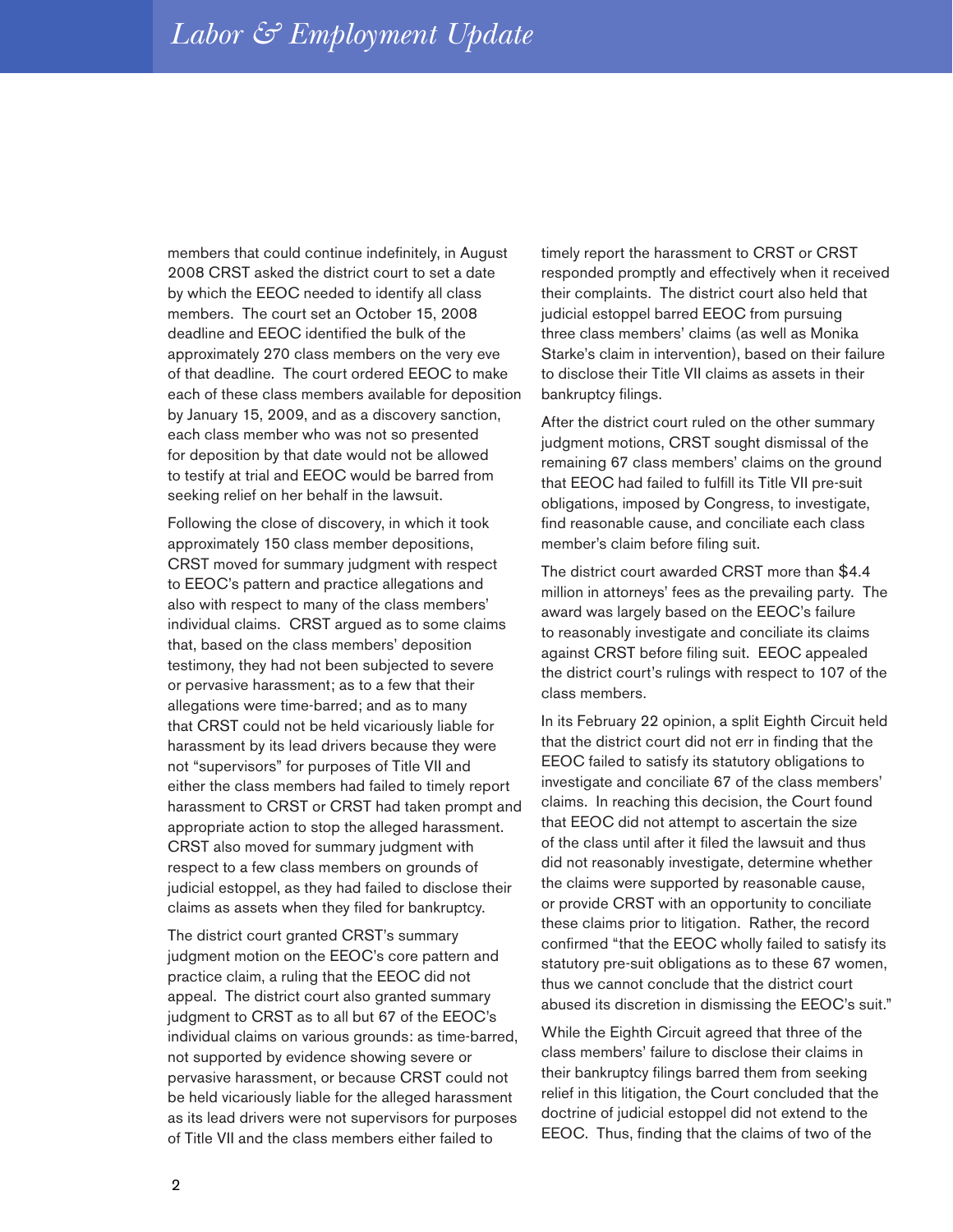members that could continue indefinitely, in August 2008 CRST asked the district court to set a date by which the EEOC needed to identify all class members. The court set an October 15, 2008 deadline and EEOC identified the bulk of the approximately 270 class members on the very eve of that deadline. The court ordered EEOC to make each of these class members available for deposition by January 15, 2009, and as a discovery sanction, each class member who was not so presented for deposition by that date would not be allowed to testify at trial and EEOC would be barred from seeking relief on her behalf in the lawsuit.

Following the close of discovery, in which it took approximately 150 class member depositions, CRST moved for summary judgment with respect to EEOC's pattern and practice allegations and also with respect to many of the class members' individual claims. CRST argued as to some claims that, based on the class members' deposition testimony, they had not been subjected to severe or pervasive harassment; as to a few that their allegations were time-barred; and as to many that CRST could not be held vicariously liable for harassment by its lead drivers because they were not "supervisors" for purposes of Title VII and either the class members had failed to timely report harassment to CRST or CRST had taken prompt and appropriate action to stop the alleged harassment. CRST also moved for summary judgment with respect to a few class members on grounds of judicial estoppel, as they had failed to disclose their claims as assets when they filed for bankruptcy.

The district court granted CRST's summary judgment motion on the EEOC's core pattern and practice claim, a ruling that the EEOC did not appeal. The district court also granted summary judgment to CRST as to all but 67 of the EEOC's individual claims on various grounds: as time-barred, not supported by evidence showing severe or pervasive harassment, or because CRST could not be held vicariously liable for the alleged harassment as its lead drivers were not supervisors for purposes of Title VII and the class members either failed to timely report the harassment to CRST or CRST responded promptly and effectively when it received their complaints. The district court also held that judicial estoppel barred EEOC from pursuing three class members' claims (as well as Monika Starke's claim in intervention), based on their failure to disclose their Title VII claims as assets in their bankruptcy filings.

After the district court ruled on the other summary judgment motions, CRST sought dismissal of the remaining 67 class members' claims on the ground that EEOC had failed to fulfill its Title VII pre-suit obligations, imposed by Congress, to investigate, find reasonable cause, and conciliate each class member's claim before filing suit.

The district court awarded CRST more than $4.4 million in attorneys' fees as the prevailing party. The award was largely based on the EEOC's failure to reasonably investigate and conciliate its claims against CRST before filing suit. EEOC appealed the district court's rulings with respect to 107 of the class members.

In its February 22 opinion, a split Eighth Circuit held that the district court did not err in finding that the EEOC failed to satisfy its statutory obligations to investigate and conciliate 67 of the class members' claims. In reaching this decision, the Court found that EEOC did not attempt to ascertain the size of the class until after it filed the lawsuit and thus did not reasonably investigate, determine whether the claims were supported by reasonable cause, or provide CRST with an opportunity to conciliate these claims prior to litigation. Rather, the record confirmed "that the EEOC wholly failed to satisfy its statutory pre-suit obligations as to these 67 women, thus we cannot conclude that the district court abused its discretion in dismissing the EEOC's suit."

While the Eighth Circuit agreed that three of the class members' failure to disclose their claims in their bankruptcy filings barred them from seeking relief in this litigation, the Court concluded that the doctrine of judicial estoppel did not extend to the EEOC. Thus, finding that the claims of two of the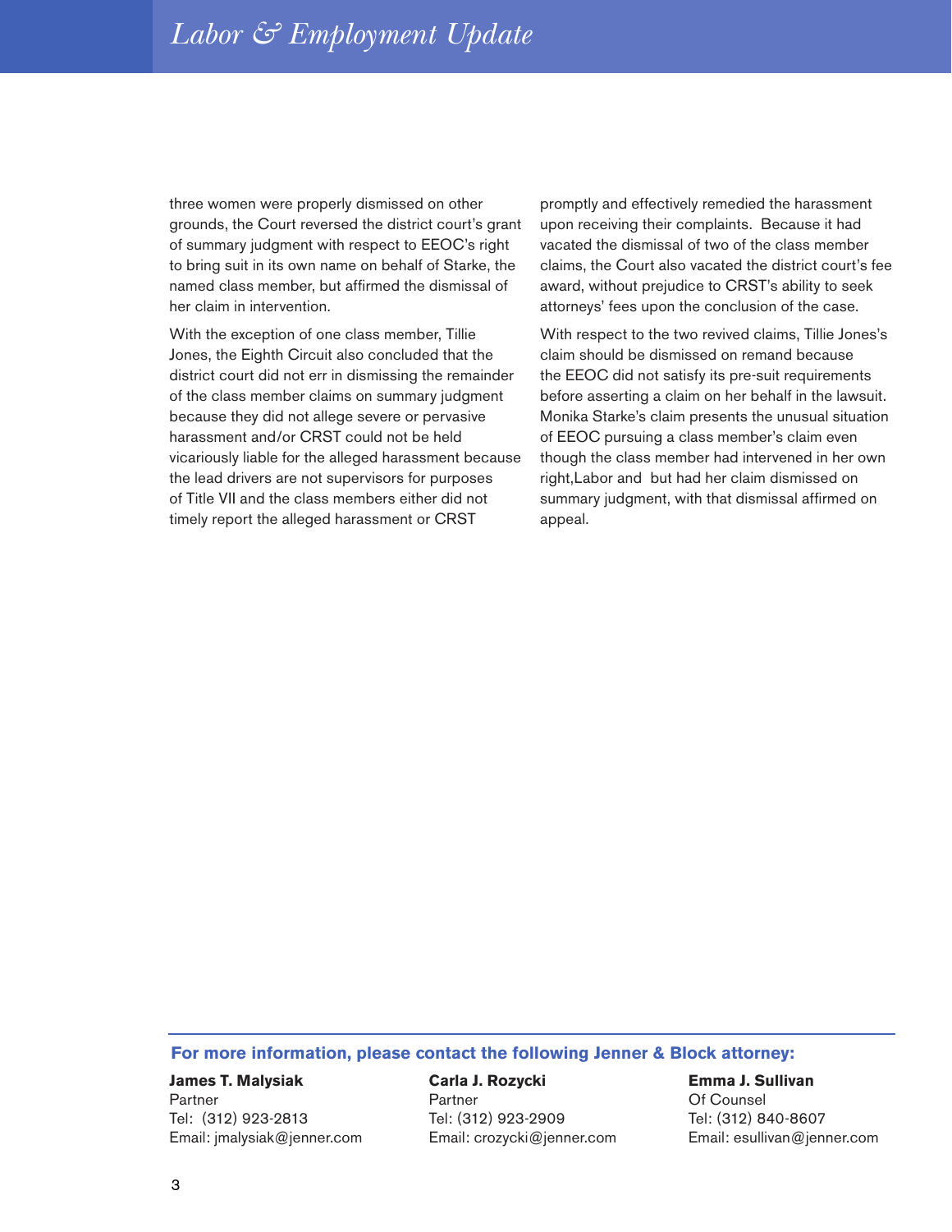three women were properly dismissed on other grounds, the Court reversed the district court's grant of summary judgment with respect to EEOC's right to bring suit in its own name on behalf of Starke, the named class member, but affirmed the dismissal of her claim in intervention.

With the exception of one class member, Tillie Jones, the Eighth Circuit also concluded that the district court did not err in dismissing the remainder of the class member claims on summary judgment because they did not allege severe or pervasive harassment and/or CRST could not be held vicariously liable for the alleged harassment because the lead drivers are not supervisors for purposes of Title VII and the class members either did not timely report the alleged harassment or CRST promptly and effectively remedied the harassment upon receiving their complaints. Because it had vacated the dismissal of two of the class member claims, the Court also vacated the district court's fee award, without prejudice to CRST's ability to seek attorneys' fees upon the conclusion of the case.

With respect to the two revived claims, Tillie Jones's claim should be dismissed on remand because the EEOC did not satisfy its pre-suit requirements before asserting a claim on her behalf in the lawsuit. Monika Starke's claim presents the unusual situation of EEOC pursuing a class member's claim even though the class member had intervened in her own right,Labor and  but had her claim dismissed on summary judgment, with that dismissal affirmed on appeal.

---

**For more information, please contact the following Jenner & Block attorney:**

**James T. Malysiak**
Partner
Tel: (312) 923-2813
Email: jmalysiak@jenner.com

**Carla J. Rozycki**
Partner
Tel: (312) 923-2909
Email: crozycki@jenner.com

**Emma J. Sullivan**
Of Counsel
Tel: (312) 840-8607
Email: esullivan@jenner.com